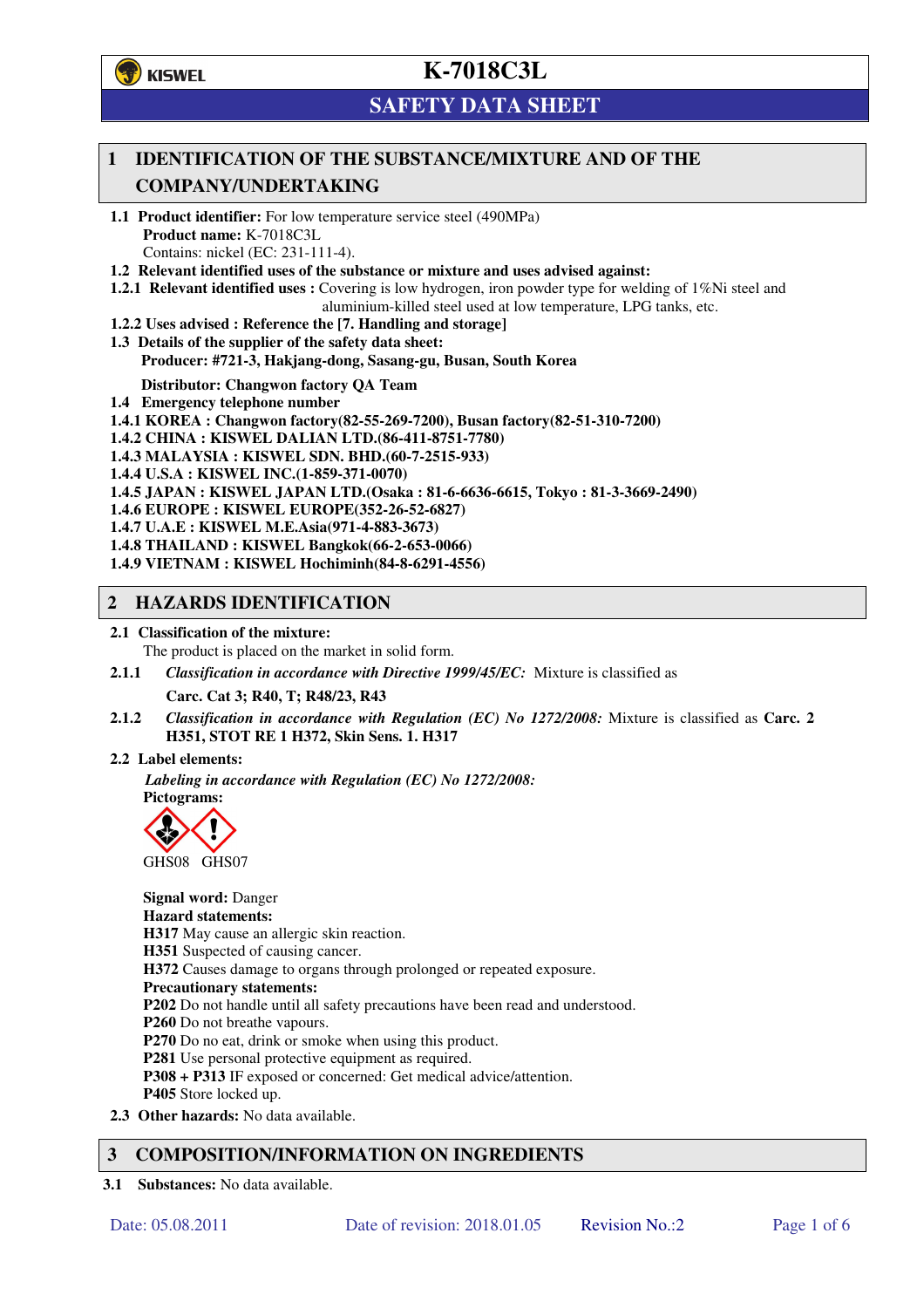# K-7018C3L

## SAFETY DATA SHEET

## 1 IDENTIFICATION OF THE SUBSTANCE/MIXTURE AND OF THE COMPANY/UNDERTAKING

**1.1 Product identifier:** For low temperature service steel (490MPa)

**Product name:** K-7018C3L

Contains: nickel (EC: 231-111-4).

**1.2 Relevant identified uses of the substance or mixture and uses advised against:**

**1.2.1 Relevant identified uses :** Covering is low hydrogen, iron powder type for welding of 1%Ni steel and aluminium-killed steel used at low temperature, LPG tanks, etc.

**1.2.2 Uses advised : Reference the [7. Handling and storage]**

**1.3 Details of the supplier of the safety data sheet:**

**Producer: #721-3, Hakjang-dong, Sasang-gu, Busan, South Korea**

**Distributor: Changwon factory QA Team**

**1.4 Emergency telephone number**

**1.4.1 KOREA : Changwon factory(82-55-269-7200), Busan factory(82-51-310-7200)**

**1.4.2 CHINA : KISWEL DALIAN LTD.(86-411-8751-7780)**

**1.4.3 MALAYSIA : KISWEL SDN. BHD.(60-7-2515-933)**

**1.4.4 U.S.A : KISWEL INC.(1-859-371-0070)**

**1.4.5 JAPAN : KISWEL JAPAN LTD.(Osaka : 81-6-6636-6615, Tokyo : 81-3-3669-2490)**

**1.4.6 EUROPE : KISWEL EUROPE(352-26-52-6827)**

**1.4.7 U.A.E : KISWEL M.E.Asia(971-4-883-3673)**

**1.4.8 THAILAND : KISWEL Bangkok(66-2-653-0066)**

**1.4.9 VIETNAM : KISWEL Hochiminh(84-8-6291-4556)**

## 2 HAZARDS IDENTIFICATION

**2.1 Classification of the mixture:**

The product is placed on the market in solid form.

**2.1.1** *Classification in accordance with Directive 1999/45/EC:* Mixture is classified as

**Carc. Cat 3; R40, T; R48/23, R43**

**2.1.2** *Classification in accordance with Regulation (EC) No 1272/2008:* Mixture is classified as **Carc. 2 H351, STOT RE 1 H372, Skin Sens. 1. H317**

**2.2 Label elements:**

***Labeling in accordance with Regulation (EC) No 1272/2008:***

**Pictograms:**

GHS08 GHS07

**Signal word:** Danger

**Hazard statements:**

**H317** May cause an allergic skin reaction.

**H351** Suspected of causing cancer.

**H372** Causes damage to organs through prolonged or repeated exposure.

**Precautionary statements:**

**P202** Do not handle until all safety precautions have been read and understood.

**P260** Do not breathe vapours.

**P270** Do no eat, drink or smoke when using this product.

**P281** Use personal protective equipment as required.

**P308 + P313** IF exposed or concerned: Get medical advice/attention.

**P405** Store locked up.

**2.3 Other hazards:** No data available.

## 3 COMPOSITION/INFORMATION ON INGREDIENTS

**3.1 Substances:** No data available.

Date: 05.08.2011 Date of revision: 2018.01.05 Revision No.:2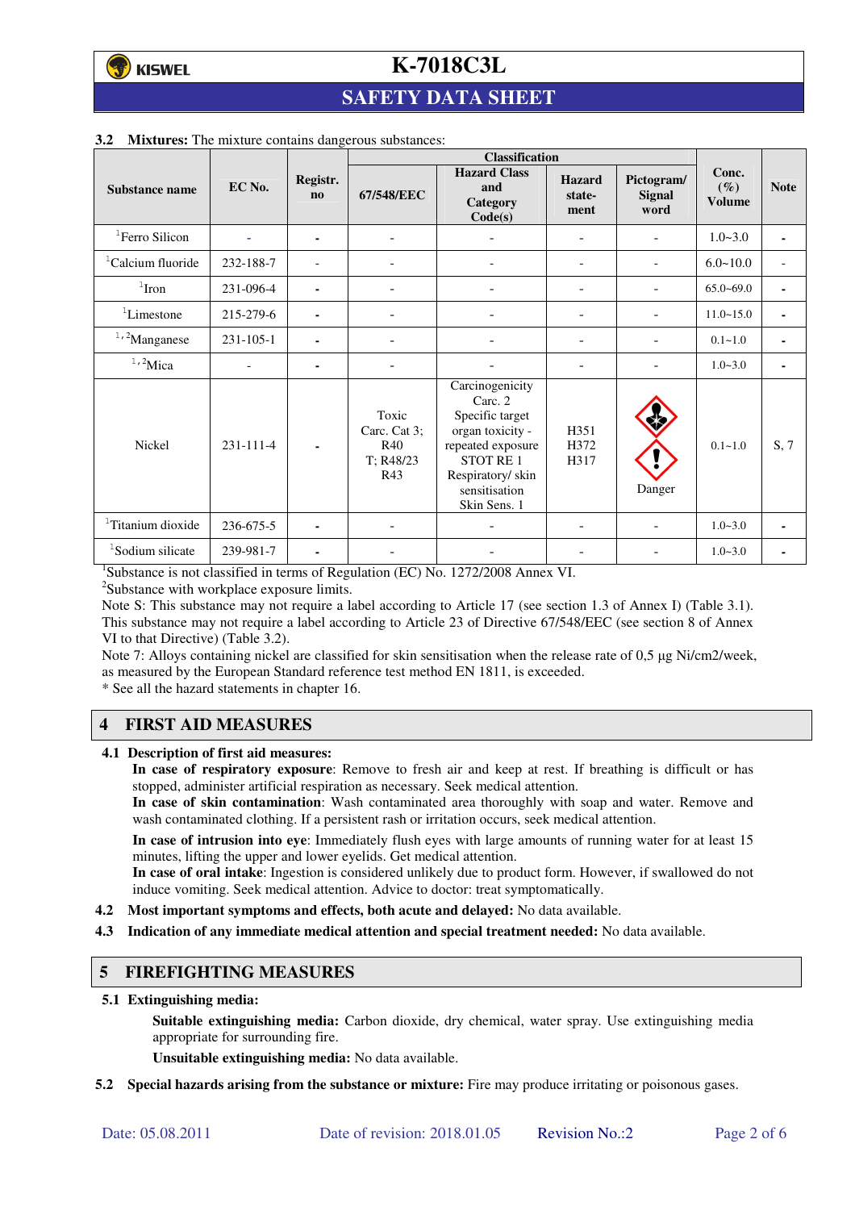**3.2 Mixtures:** The mixture contains dangerous substances:

| Substance name | EC No. | Registr. no | Classification | | | | Conc. (%) Volume | Note |
|---|---|---|---|---|---|---|---|---|
| | | | 67/548/EEC | Hazard Class and Category Code(s) | Hazard statement | Pictogram/ Signal word | | |
| [1]Ferro Silicon | - | - | - | - | - | - | 1.0~3.0 | - |
| [1]Calcium fluoride | 232-188-7 | - | - | - | - | - | 6.0~10.0 | - |
| [1]Iron | 231-096-4 | - | - | - | - | - | 65.0~69.0 | - |
| [1]Limestone | 215-279-6 | - | - | - | - | - | 11.0~15.0 | - |
| [1,2]Manganese | 231-105-1 | - | - | - | - | - | 0.1~1.0 | - |
| [1,2]Mica | - | - | - | - | - | - | 1.0~3.0 | - |
| Nickel | 231-111-4 | - | Toxic Carc. Cat 3; R40 T; R48/23 R43 | Carcinogenicity Carc. 2 Specific target organ toxicity - repeated exposure STOT RE 1 Respiratory/ skin sensitisation Skin Sens. 1 | H351 H372 H317 | Danger | 0.1~1.0 | S, 7 |
| [1]Titanium dioxide | 236-675-5 | - | - | - | - | - | 1.0~3.0 | - |
| [1]Sodium silicate | 239-981-7 | - | - | - | - | - | 1.0~3.0 | - |

[1]Substance is not classified in terms of Regulation (EC) No. 1272/2008 Annex VI.
[2]Substance with workplace exposure limits.
Note S: This substance may not require a label according to Article 17 (see section 1.3 of Annex I) (Table 3.1). This substance may not require a label according to Article 23 of Directive 67/548/EEC (see section 8 of Annex VI to that Directive) (Table 3.2).
Note 7: Alloys containing nickel are classified for skin sensitisation when the release rate of 0,5 µg Ni/cm2/week, as measured by the European Standard reference test method EN 1811, is exceeded.
* See all the hazard statements in chapter 16.

## 4 FIRST AID MEASURES

**4.1 Description of first aid measures:**

**In case of respiratory exposure**: Remove to fresh air and keep at rest. If breathing is difficult or has stopped, administer artificial respiration as necessary. Seek medical attention.
**In case of skin contamination**: Wash contaminated area thoroughly with soap and water. Remove and wash contaminated clothing. If a persistent rash or irritation occurs, seek medical attention.

**In case of intrusion into eye**: Immediately flush eyes with large amounts of running water for at least 15 minutes, lifting the upper and lower eyelids. Get medical attention.
**In case of oral intake**: Ingestion is considered unlikely due to product form. However, if swallowed do not induce vomiting. Seek medical attention. Advice to doctor: treat symptomatically.

**4.2 Most important symptoms and effects, both acute and delayed:** No data available.

**4.3 Indication of any immediate medical attention and special treatment needed:** No data available.

## 5 FIREFIGHTING MEASURES

**5.1 Extinguishing media:**

**Suitable extinguishing media:** Carbon dioxide, dry chemical, water spray. Use extinguishing media appropriate for surrounding fire.

**Unsuitable extinguishing media:** No data available.

**5.2 Special hazards arising from the substance or mixture:** Fire may produce irritating or poisonous gases.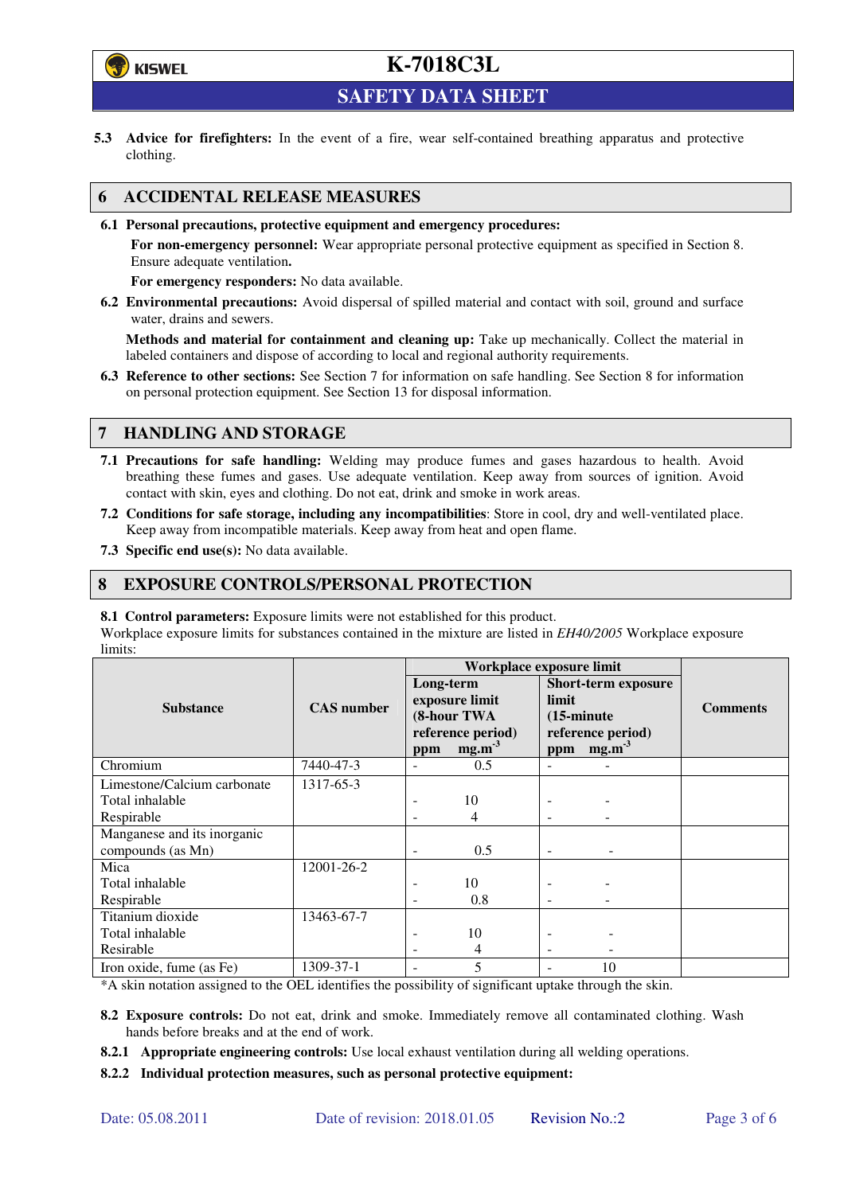**5.3 Advice for firefighters:** In the event of a fire, wear self-contained breathing apparatus and protective clothing.

## 6 ACCIDENTAL RELEASE MEASURES

**6.1 Personal precautions, protective equipment and emergency procedures:**

**For non-emergency personnel:** Wear appropriate personal protective equipment as specified in Section 8. Ensure adequate ventilation**.**

**For emergency responders:** No data available.

**6.2 Environmental precautions:** Avoid dispersal of spilled material and contact with soil, ground and surface water, drains and sewers.

**Methods and material for containment and cleaning up:** Take up mechanically. Collect the material in labeled containers and dispose of according to local and regional authority requirements.

**6.3 Reference to other sections:** See Section 7 for information on safe handling. See Section 8 for information on personal protection equipment. See Section 13 for disposal information.

## 7 HANDLING AND STORAGE

**7.1 Precautions for safe handling:** Welding may produce fumes and gases hazardous to health. Avoid breathing these fumes and gases. Use adequate ventilation. Keep away from sources of ignition. Avoid contact with skin, eyes and clothing. Do not eat, drink and smoke in work areas.

**7.2 Conditions for safe storage, including any incompatibilities**: Store in cool, dry and well-ventilated place. Keep away from incompatible materials. Keep away from heat and open flame.

**7.3 Specific end use(s):** No data available.

## 8 EXPOSURE CONTROLS/PERSONAL PROTECTION

**8.1 Control parameters:** Exposure limits were not established for this product.
Workplace exposure limits for substances contained in the mixture are listed in *EH40/2005* Workplace exposure limits:

| Substance | CAS number | Workplace exposure limit | | | | Comments |
|---|---|---|---|---|---|---|
| | | Long-term exposure limit (8-hour TWA reference period) | | Short-term exposure limit (15-minute reference period) | | |
| | | ppm | $mg.m^{-3}$ | ppm | $mg.m^{-3}$ | |
| Chromium | 7440-47-3 | - | 0.5 | - | - | |
| Limestone/Calcium carbonate | 1317-65-3 | | | | | |
| Total inhalable | | - | 10 | - | - | |
| Respirable | | - | 4 | - | - | |
| Manganese and its inorganic compounds (as Mn) | | - | 0.5 | - | - | |
| Mica | 12001-26-2 | | | | | |
| Total inhalable | | - | 10 | - | - | |
| Respirable | | - | 0.8 | - | - | |
| Titanium dioxide | 13463-67-7 | | | | | |
| Total inhalable | | - | 10 | - | - | |
| Resirable | | - | 4 | - | - | |
| Iron oxide, fume (as Fe) | 1309-37-1 | - | 5 | - | 10 | |

*A skin notation assigned to the OEL identifies the possibility of significant uptake through the skin.

**8.2 Exposure controls:** Do not eat, drink and smoke. Immediately remove all contaminated clothing. Wash hands before breaks and at the end of work.

**8.2.1 Appropriate engineering controls:** Use local exhaust ventilation during all welding operations.

**8.2.2 Individual protection measures, such as personal protective equipment:**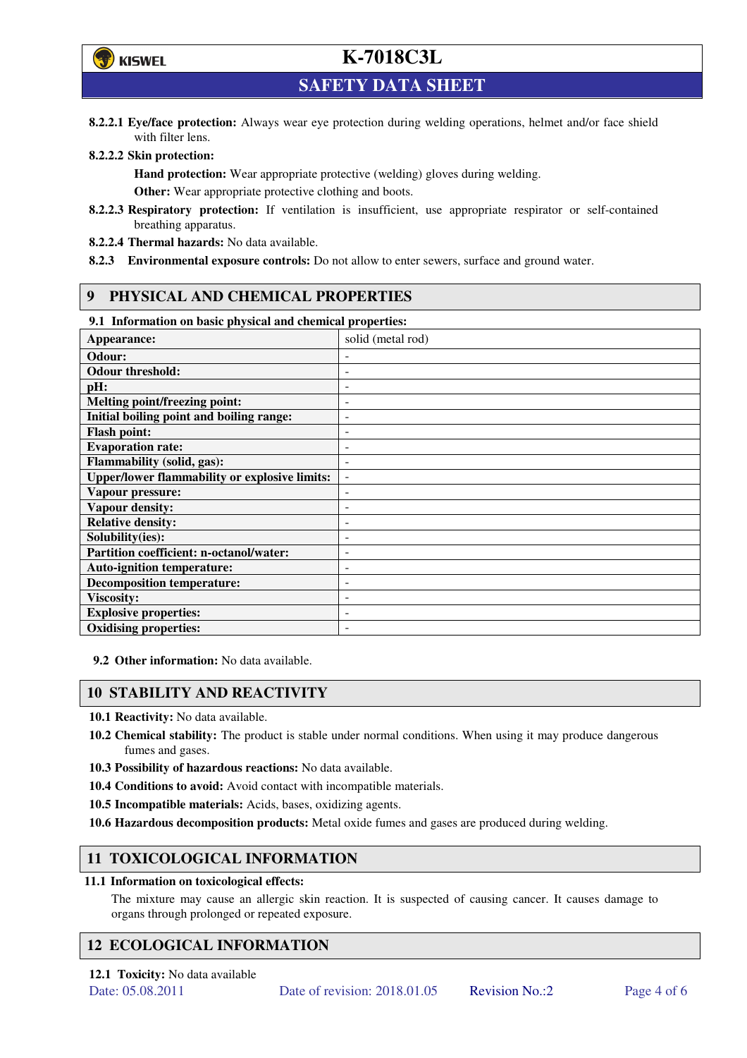**8.2.2.1 Eye/face protection:** Always wear eye protection during welding operations, helmet and/or face shield with filter lens.

**8.2.2.2 Skin protection:**

**Hand protection:** Wear appropriate protective (welding) gloves during welding.

**Other:** Wear appropriate protective clothing and boots.

**8.2.2.3 Respiratory protection:** If ventilation is insufficient, use appropriate respirator or self-contained breathing apparatus.

**8.2.2.4 Thermal hazards:** No data available.

**8.2.3 Environmental exposure controls:** Do not allow to enter sewers, surface and ground water.

## 9 PHYSICAL AND CHEMICAL PROPERTIES

**9.1 Information on basic physical and chemical properties:**

| | |
|---|---|
| **Appearance:** | solid (metal rod) |
| **Odour:** | - |
| **Odour threshold:** | - |
| **pH:** | - |
| **Melting point/freezing point:** | - |
| **Initial boiling point and boiling range:** | - |
| **Flash point:** | - |
| **Evaporation rate:** | - |
| **Flammability (solid, gas):** | - |
| **Upper/lower flammability or explosive limits:** | - |
| **Vapour pressure:** | - |
| **Vapour density:** | - |
| **Relative density:** | - |
| **Solubility(ies):** | - |
| **Partition coefficient: n-octanol/water:** | - |
| **Auto-ignition temperature:** | - |
| **Decomposition temperature:** | - |
| **Viscosity:** | - |
| **Explosive properties:** | - |
| **Oxidising properties:** | - |

**9.2 Other information:** No data available.

## 10 STABILITY AND REACTIVITY

**10.1 Reactivity:** No data available.

**10.2 Chemical stability:** The product is stable under normal conditions. When using it may produce dangerous fumes and gases.

**10.3 Possibility of hazardous reactions:** No data available.

**10.4 Conditions to avoid:** Avoid contact with incompatible materials.

**10.5 Incompatible materials:** Acids, bases, oxidizing agents.

**10.6 Hazardous decomposition products:** Metal oxide fumes and gases are produced during welding.

## 11 TOXICOLOGICAL INFORMATION

**11.1 Information on toxicological effects:**

The mixture may cause an allergic skin reaction. It is suspected of causing cancer. It causes damage to organs through prolonged or repeated exposure.

## 12 ECOLOGICAL INFORMATION

**12.1 Toxicity:** No data available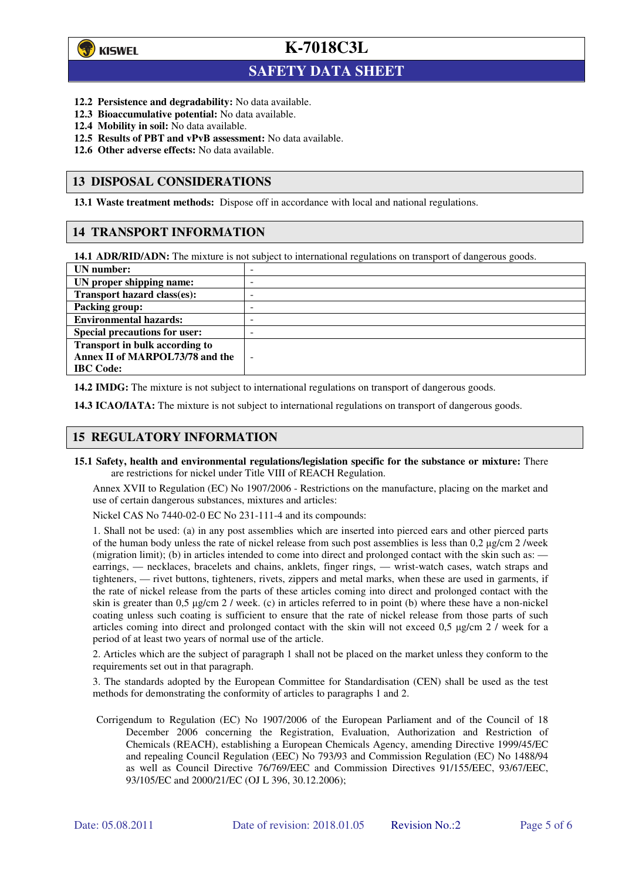**12.2 Persistence and degradability:** No data available.
**12.3 Bioaccumulative potential:** No data available.
**12.4 Mobility in soil:** No data available.
**12.5 Results of PBT and vPvB assessment:** No data available.
**12.6 Other adverse effects:** No data available.

## 13 DISPOSAL CONSIDERATIONS

**13.1 Waste treatment methods:** Dispose off in accordance with local and national regulations.

## 14 TRANSPORT INFORMATION

**14.1 ADR/RID/ADN:** The mixture is not subject to international regulations on transport of dangerous goods.

| | |
|---|---|
| **UN number:** | - |
| **UN proper shipping name:** | - |
| **Transport hazard class(es):** | - |
| **Packing group:** | - |
| **Environmental hazards:** | - |
| **Special precautions for user:** | - |
| **Transport in bulk according to Annex II of MARPOL73/78 and the IBC Code:** | - |

**14.2 IMDG:** The mixture is not subject to international regulations on transport of dangerous goods.

**14.3 ICAO/IATA:** The mixture is not subject to international regulations on transport of dangerous goods.

## 15 REGULATORY INFORMATION

**15.1 Safety, health and environmental regulations/legislation specific for the substance or mixture:** There are restrictions for nickel under Title VIII of REACH Regulation.

Annex XVII to Regulation (EC) No 1907/2006 - Restrictions on the manufacture, placing on the market and use of certain dangerous substances, mixtures and articles:

Nickel CAS No 7440-02-0 EC No 231-111-4 and its compounds:

1. Shall not be used: (a) in any post assemblies which are inserted into pierced ears and other pierced parts of the human body unless the rate of nickel release from such post assemblies is less than 0,2 µg/cm 2 /week (migration limit); (b) in articles intended to come into direct and prolonged contact with the skin such as: — earrings, — necklaces, bracelets and chains, anklets, finger rings, — wrist-watch cases, watch straps and tighteners, — rivet buttons, tighteners, rivets, zippers and metal marks, when these are used in garments, if the rate of nickel release from the parts of these articles coming into direct and prolonged contact with the skin is greater than 0,5 µg/cm 2 / week. (c) in articles referred to in point (b) where these have a non-nickel coating unless such coating is sufficient to ensure that the rate of nickel release from those parts of such articles coming into direct and prolonged contact with the skin will not exceed 0,5 µg/cm 2 / week for a period of at least two years of normal use of the article.

2. Articles which are the subject of paragraph 1 shall not be placed on the market unless they conform to the requirements set out in that paragraph.

3. The standards adopted by the European Committee for Standardisation (CEN) shall be used as the test methods for demonstrating the conformity of articles to paragraphs 1 and 2.

Corrigendum to Regulation (EC) No 1907/2006 of the European Parliament and of the Council of 18 December 2006 concerning the Registration, Evaluation, Authorization and Restriction of Chemicals (REACH), establishing a European Chemicals Agency, amending Directive 1999/45/EC and repealing Council Regulation (EEC) No 793/93 and Commission Regulation (EC) No 1488/94 as well as Council Directive 76/769/EEC and Commission Directives 91/155/EEC, 93/67/EEC, 93/105/EC and 2000/21/EC (OJ L 396, 30.12.2006);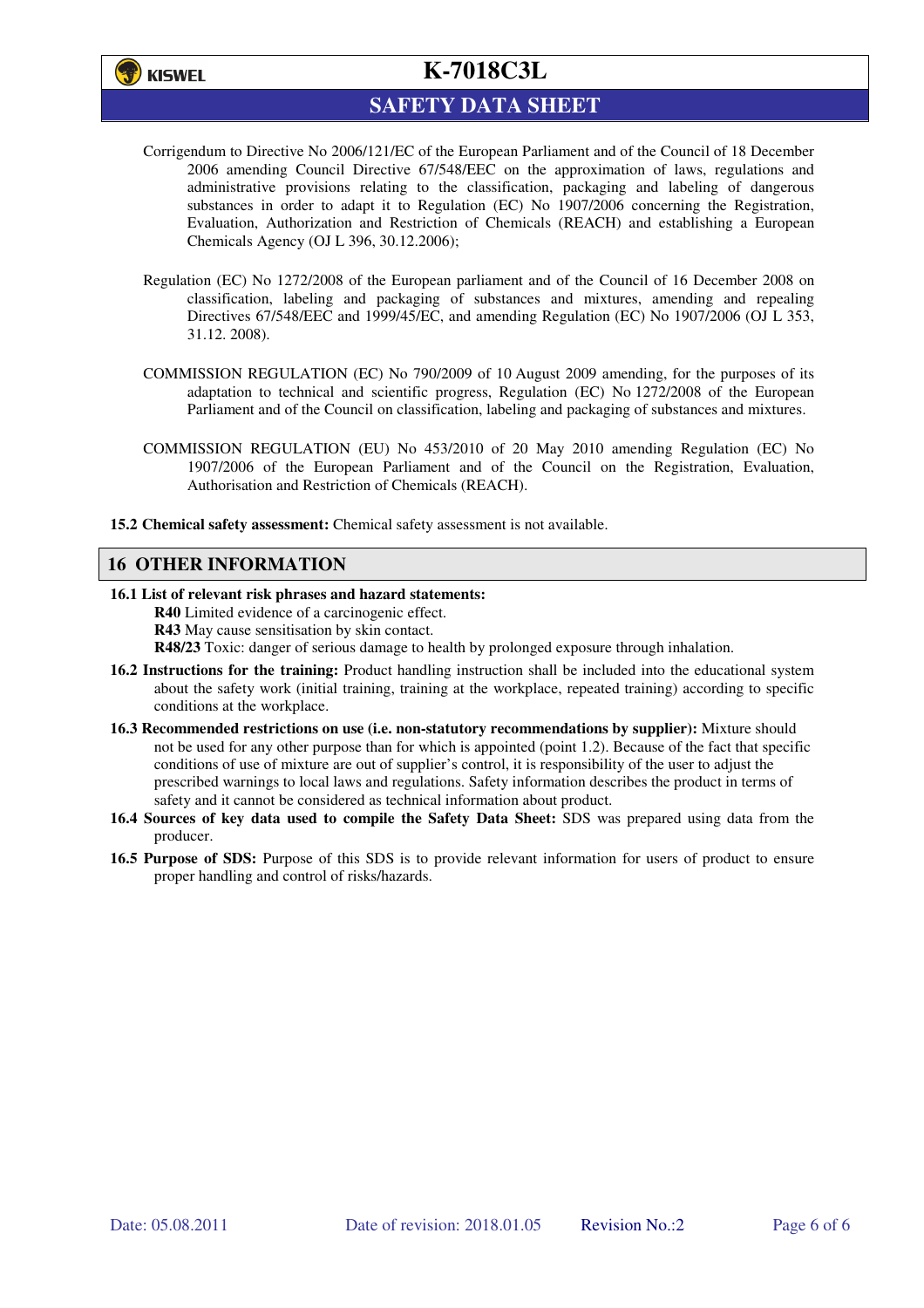Corrigendum to Directive No 2006/121/EC of the European Parliament and of the Council of 18 December 2006 amending Council Directive 67/548/EEC on the approximation of laws, regulations and administrative provisions relating to the classification, packaging and labeling of dangerous substances in order to adapt it to Regulation (EC) No 1907/2006 concerning the Registration, Evaluation, Authorization and Restriction of Chemicals (REACH) and establishing a European Chemicals Agency (OJ L 396, 30.12.2006);

Regulation (EC) No 1272/2008 of the European parliament and of the Council of 16 December 2008 on classification, labeling and packaging of substances and mixtures, amending and repealing Directives 67/548/EEC and 1999/45/EC, and amending Regulation (EC) No 1907/2006 (OJ L 353, 31.12. 2008).

COMMISSION REGULATION (EC) No 790/2009 of 10 August 2009 amending, for the purposes of its adaptation to technical and scientific progress, Regulation (EC) No 1272/2008 of the European Parliament and of the Council on classification, labeling and packaging of substances and mixtures.

COMMISSION REGULATION (EU) No 453/2010 of 20 May 2010 amending Regulation (EC) No 1907/2006 of the European Parliament and of the Council on the Registration, Evaluation, Authorisation and Restriction of Chemicals (REACH).

**15.2 Chemical safety assessment:** Chemical safety assessment is not available.

## 16 OTHER INFORMATION

**16.1 List of relevant risk phrases and hazard statements:**

**R40** Limited evidence of a carcinogenic effect.
**R43** May cause sensitisation by skin contact.
**R48/23** Toxic: danger of serious damage to health by prolonged exposure through inhalation.

**16.2 Instructions for the training:** Product handling instruction shall be included into the educational system about the safety work (initial training, training at the workplace, repeated training) according to specific conditions at the workplace.

**16.3 Recommended restrictions on use (i.e. non-statutory recommendations by supplier):** Mixture should not be used for any other purpose than for which is appointed (point 1.2). Because of the fact that specific conditions of use of mixture are out of supplier's control, it is responsibility of the user to adjust the prescribed warnings to local laws and regulations. Safety information describes the product in terms of safety and it cannot be considered as technical information about product.

**16.4 Sources of key data used to compile the Safety Data Sheet:** SDS was prepared using data from the producer.

**16.5 Purpose of SDS:** Purpose of this SDS is to provide relevant information for users of product to ensure proper handling and control of risks/hazards.